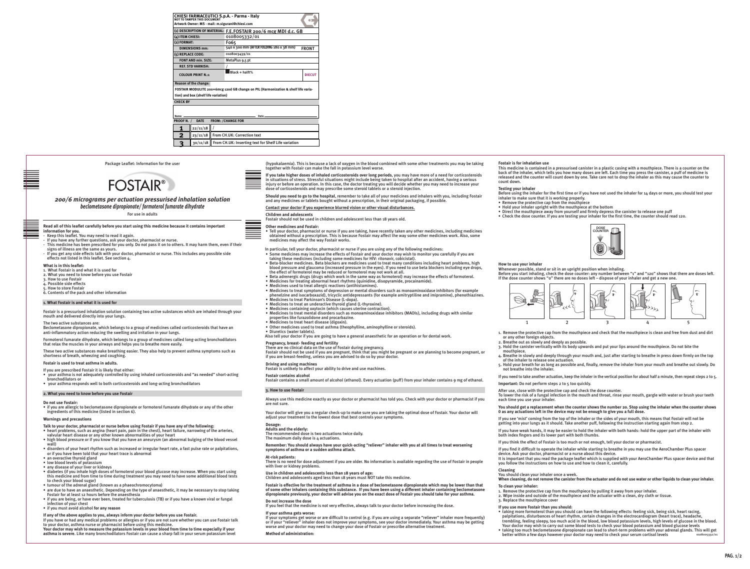| CHIESI FARMACEUTICI S.p.A. - Parma - Italy NOT TO TAMPER THIS DOCUMENT Artwork Owner: MS - mail: m.sigurani@chiesi.com | |
|---|---|
| (1) DESCRIPTION OF MATERIAL: | F.E.FOSTAIR 200/6 mcg MDI d.c. GB |
| (4) ITEM CHIESI: | 0108005332/01 |
| (2) FORMAT: | F065 |
| DIMENSIONS mm: | 540 x 300 mm (AFTER FOLDING 180 x 38 mm) FRONT |
| (5) REPLACE CODE: | 0108003439/01 |
| FONT AND min. SIZE: | MetaPlus 9,5 pt |
| REF. STD VARNISH: | / |
| COLOUR PRINT N.:1 | Black + half% DIECUT |

Reason of the change:
FOSTAIR MODULITE 200+6mcg 120d GB change on PIL (Harmonization & shelf life variation) and box (shelf life variation)

CHECK BY

Name: Date:

| PROOF N. / | DATE | FROM: /CHANGE FOR |
|---|---|---|
| 1 | 22/11/18 | / |
| 2 | 23/11/18 | From CH.UK: Correction text |
| 3 | 30/11/18 | From CH.UK: Inserting text for Shelf Life variation |

Package Leaflet: Information for the user

# FOSTAIR®

## *200/6 micrograms per actuation pressurised inhalation solution*
*beclometasone dipropionate/ formoterol fumarate dihydrate*

For use in adults

**Read all of this leaflet carefully before you start using this medicine because it contains important information for you.**
- Keep this leaflet. You may need to read it again.
- If you have any further questions, ask your doctor, pharmacist or nurse.
- This medicine has been prescribed for you only. Do not pass it on to others. It may harm them, even if their signs of illness are the same as yours.
- If you get any side effects talk with your doctor, pharmacist or nurse. This includes any possible side effects not listed in this leaflet. See section 4.

**What is in this leaflet:**
1. What Fostair is and what it is used for
2. What you need to know before you use Fostair
3. How to use Fostair
4. Possible side effects
5. How to store Fostair
6. Contents of the pack and other information

### 1. What Fostair is and what it is used for

Fostair is a pressurised inhalation solution containing two active substances which are inhaled through your mouth and delivered directly into your lungs.

The two active substances are:
Beclometasone dipropionate, which belongs to a group of medicines called corticosteroids that have an anti-inflammatory action reducing the swelling and irritation in your lungs.

Formoterol fumarate dihydrate, which belongs to a group of medicines called long-acting bronchodilators that relax the muscles in your airways and helps you to breathe more easily.

These two active substances make breathing easier. They also help to prevent asthma symptoms such as shortness of breath, wheezing and coughing.

**Fostair is used to treat asthma in adults.**

If you are prescribed Fostair it is likely that either:
- your asthma is not adequately controlled by using inhaled corticosteroids and "as needed" short-acting bronchodilators or
- your asthma responds well to both corticosteroids and long-acting bronchodilators

### 2. What you need to know before you use Fostair

**Do not use Fostair:**
- if you are allergic to beclometasone dipropionate or formoterol fumarate dihydrate or any of the other ingredients of this medicine (listed in section 6).

**Warnings and precautions**

**Talk to your doctor, pharmacist or nurse before using Fostair if you have any of the following:**
- heart problems, such as angina (heart pain, pain in the chest), heart failure, narrowing of the arteries, valvular heart disease or any other known abnormalities of your heart
- high blood pressure or if you know that you have an aneurysm (an abnormal bulging of the blood vessel wall)
- disorders of your heart rhythm such as increased or irregular heart rate, a fast pulse rate or palpitations, or if you have been told that your heart trace is abnormal
- an overactive thyroid gland
- low blood levels of potassium
- any disease of your liver or kidneys
- diabetes (if you inhale high doses of formoterol your blood glucose may increase. When you start using this medicine and from time to time during treatment you may need to have some additional blood tests to check your blood sugar)
- tumour of the adrenal gland (known as a phaeochromocytoma)
- are due to have an anaesthetic. Depending on the type of anaesthetic, it may be necessary to stop taking Fostair for at least 12 hours before the anaesthesia
- if you are being, or have ever been, treated for tuberculosis (TB) or if you have a known viral or fungal infection of your chest
- if you must avoid alcohol **for any reason**

**If any of the above applies to you, always inform your doctor before you use Fostair.**
If you have or had any medical problems or allergies or if you are not sure whether you can use Fostair talk to your doctor, asthma nurse or pharmacist before using this medicine.
**Your doctor may wish to measure the potassium levels in your blood from time to time especially if your asthma is severe**. Like many bronchodilators Fostair can cause a sharp fall in your serum potassium level (hypokalaemia). This is because a lack of oxygen in the blood combined with some other treatments you may be taking together with Fostair can make the fall in potassium level worse.

**If you take higher doses of inhaled corticosteroids over long periods**, you may have more of a need for corticosteroids in situations of stress. Stressful situations might include being taken to hospital after an accident, having a serious injury or before an operation. In this case, the doctor treating you will decide whether you may need to increase your dose of corticosteroids and may prescribe some steroid tablets or a steroid injection.

**Should you need to go to the hospital,** remember to take all of your medicines and inhalers with you, including Fostair and any medicines or tablets bought without a prescription, in their original packaging, if possible.

**Contact your doctor if you experience blurred vision or other visual disturbances.**

**Children and adolescents**
Fostair should not be used in children and adolescent less than 18 years old.

**Other medicines and Fostair:**
- Tell your doctor, pharmacist or nurse if you are taking, have recently taken any other medicines, including medicines obtained without a prescription. This is because Fostair may affect the way some other medicines work. Also, some medicines may affect the way Fostair works.

In particular, tell your doctor, pharmacist or nurse if you are using any of the following medicines:
- Some medicines may increase the effects of Fostair and your doctor may wish to monitor you carefully if you are taking these medicines (including some medicines for HIV: ritonavir, cobicistat).
- Beta-blocker medicines. Beta blockers are medicines used to treat many conditions including heart problems, high blood pressure and glaucoma (increased pressure in the eyes). If you need to use beta blockers including eye drops, the effect of formoterol may be reduced or formoterol may not work at all.
- Beta adrenergic drugs (drugs which work in the same way as formoterol) may increase the effects of formoterol.
- Medicines for treating abnormal heart rhythms (quinidine, disopyramide, procainamide).
- Medicines used to treat allergic reactions (antihistamines).
- Medicines to treat symptoms of depression or mental disorders such as monoaminoxidase inhibitors (for example phenelzine and isocarboxazid), tricyclic antidepressants (for example amitryptiline and imipramine), phenothiazines.
- Medicines to treat Parkinson's Disease (L-dopa).
- Medicines to treat an underactive thyroid gland (L-thyroxine).
- Medicines containing oxytocin (which causes uterine contraction).
- Medicines to treat mental disorders such as monoaminoxidase inhibitors (MAOIs), including drugs with similar properties like furazolidone and procarbazine.
- Medicines to treat heart disease (digoxin).
- Other medicines used to treat asthma (theophylline, aminophylline or steroids).
- Diuretics (water tablets).

Also tell your doctor if you are going to have a general anaesthetic for an operation or for dental work.

**Pregnancy, breast- feeding and fertility**
There are no clinical data on the use of Fostair during pregnancy.
Fostair should not be used if you are pregnant, think that you might be pregnant or are planning to become pregnant, or if you are breast-feeding, unless you are advised to do so by your doctor.

**Driving and using machines**
Fostair is unlikely to affect your ability to drive and use machines.

**Fostair contains alcohol**
Fostair contains a small amount of alcohol (ethanol). Every actuation (puff) from your inhaler contains 9 mg of ethanol.

### 3. How to use Fostair

Always use this medicine exactly as your doctor or pharmacist has told you. Check with your doctor or pharmacist if you are not sure.

Your doctor will give you a regular check-up to make sure you are taking the optimal dose of Fostair. Your doctor will adjust your treatment to the lowest dose that best controls your symptoms.

**Dosage:**
**Adults and the elderly:**
The recommended dose is two actuations twice daily.
The maximum daily dose is 4 actuations.

**Remember: You should always have your quick-acting "reliever" inhaler with you at all times to treat worsening symptoms of asthma or a sudden asthma attack.**

**At-risk patients:**
There is no need for dose adjustment if you are older. No information is available regarding the use of Fostair in people with liver or kidney problems.

**Use in children and adolescents less than 18 years of age:**
Children and adolescents aged less than 18 years must NOT take this medicine.

**Fostair is effective for the treatment of asthma in a dose of beclometasone dipropionate which may be lower than that of some other inhalers containing this substance. If you have been using a different inhaler containing beclometasone dipropionate previously, your doctor will advise you on the exact dose of Fostair you should take for your asthma.**

**Do not increase the dose**
If you feel that the medicine is not very effective, always talk to your doctor before increasing the dose.

**If your asthma gets worse:**
If your symptoms get worse or are difficult to control (e.g. if you are using a separate "reliever" inhaler more frequently) or if your "reliever" inhaler does not improve your symptoms, see your doctor immediately. Your asthma may be getting worse and your doctor may need to change your dose of Fostair or prescribe alternative treatment.

**Method of administration:**

**Fostair is for inhalation use**
This medicine is contained in a pressurised canister in a plastic casing with a mouthpiece. There is a counter on the back of the inhaler, which tells you how many doses are left. Each time you press the canister, a puff of medicine is released and the counter will count down by one. Take care not to drop the inhaler as this may cause the counter to count down.

**Testing your inhaler**
Before using the inhaler for the first time or if you have not used the inhaler for 14 days or more, you should test your inhaler to make sure that it is working properly.
- Remove the protective cap from the mouthpiece
- Hold your inhaler upright with the mouthpiece at the bottom
- Direct the mouthpiece away from yourself and firmly depress the canister to release one puff
- Check the dose counter. If you are testing your inhaler for the first time, the counter should read 120.

DOSE COUNTER

**How to use your inhaler**
Whenever possible, stand or sit in an upright position when inhaling.
Before you start inhaling, check the dose counter: any number between "1" and "120" shows that there are doses left. If the dose counter shows "0" there are no doses left – dispose of your inhaler and get a new one.

1 2 3 4 5

1. Remove the protective cap from the mouthpiece and check that the mouthpiece is clean and free from dust and dirt or any other foreign objects.
2. Breathe out as slowly and deeply as possible.
3. Hold the canister vertically with its body upwards and put your lips around the mouthpiece. Do not bite the mouthpiece.
4. Breathe in slowly and deeply through your mouth and, just after starting to breathe in press down firmly on the top of the inhaler to release one actuation.
5. Hold your breath for as long as possible and, finally, remove the inhaler from your mouth and breathe out slowly. Do not breathe into the inhaler.

If you need to take another actuation, keep the inhaler in the vertical position for about half a minute, then repeat steps 2 to 5.

**Important:** Do not perform steps 2 to 5 too quickly.

After use, close with the protective cap and check the dose counter.
To lower the risk of a fungal infection in the mouth and throat, rinse your mouth, gargle with water or brush your teeth each time you use your inhaler.

**You should get a replacement when the counter shows the number 20. Stop using the inhaler when the counter shows 0 as any actuations left in the device may not be enough to give you a full dose.**

If you see 'mist' coming from the top of the inhaler or the sides of your mouth, this means that Fostair will not be getting into your lungs as it should. Take another puff, following the instruction starting again from step 2.

If you have weak hands, it may be easier to hold the inhaler with both hands: hold the upper part of the inhaler with both index fingers and its lower part with both thumbs.

If you think the effect of Fostair is too much or not enough, tell your doctor or pharmacist.

If you find it difficult to operate the inhaler while starting to breathe in you may use the AeroChamber Plus spacer device. Ask your doctor, pharmacist or a nurse about this device.
It is important that you read the package leaflet which is supplied with your AeroChamber Plus spacer device and that you follow the instructions on how to use and how to clean it, carefully.

**Cleaning**
You should clean your inhaler once a week.
**When cleaning, do not remove the canister from the actuator and do not use water or other liquids to clean your inhaler.**

**To clean your inhaler:**
1. Remove the protective cap from the mouthpiece by pulling it away from your inhaler.
2. Wipe inside and outside of the mouthpiece and the actuator with a clean, dry cloth or tissue.
3. Replace the mouthpiece cover

**If you use more Fostair than you should:**
- taking more formoterol than you should can have the following effects: feeling sick, being sick, heart racing, palpitations, disturbances of heart rhythm, certain changes in the electrocardiogram (heart trace), headache, trembling, feeling sleepy, too much acid in the blood, low blood potassium levels, high levels of glucose in the blood. Your doctor may wish to carry out some blood tests to check your blood potassium and blood glucose levels
- taking too much beclometasone dipropionate can lead to short-term problems with your adrenal glands. This will get better within a few days however your doctor may need to check your serum cortisol levels

0108005332/01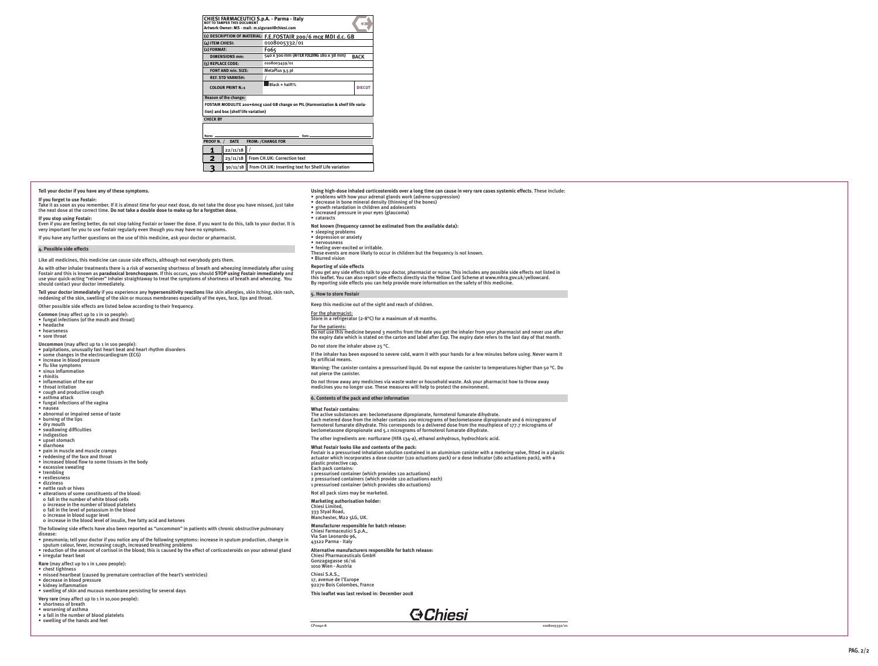CHIESI FARMACEUTICI S.p.A. - Parma - Italy
NOT TO TAMPER THIS DOCUMENT
Artwork Owner: MS - mail: m.sigurani@chiesi.com

| | | |
|---|---|---|
| (1) DESCRIPTION OF MATERIAL: | F.E.FOSTAIR 200/6 mcg MDI d.c. GB | |
| (4) ITEM CHIESI: | 0108005332/01 | |
| (2) FORMAT: | F065 | |
| DIMENSIONS mm: | 540 x 300 mm (AFTER FOLDING 180 x 38 mm) | BACK |
| (5) REPLACE CODE: | 0108003439/01 | |
| FONT AND min. SIZE: | MetaPlus 9,5 pt | |
| REF. STD VARNISH: | / | |
| COLOUR PRINT N.:1 | Black + halft% | DIECUT |

Reason of the change:
FOSTAIR MODULITE 200+6mcg 120d GB change on PIL (Harmonization & shelf life variation) and box (shelf life variation)

CHECK BY

Name: Date:

| PROOF N. / | DATE | FROM: / CHANGE FOR |
|---|---|---|
| 1 | 22/11/18 | / |
| 2 | 23/11/18 | From CH.UK: Correction text |
| 3 | 30/11/18 | From CH.UK: Inserting text for Shelf Life variation |

**Tell your doctor if you have any of these symptoms.**

**If you forget to use Fostair:**
Take it as soon as you remember. If it is almost time for your next dose, do not take the dose you have missed, just take the next dose at the correct time. **Do not take a double dose to make up for a forgotten dose.**

**If you stop using Fostair:**
Even if you are feeling better, do not stop taking Fostair or lower the dose. If you want to do this, talk to your doctor. It is very important for you to use Fostair regularly even though you may have no symptoms.

If you have any further questions on the use of this medicine, ask your doctor or pharmacist.

## 4. Possible side effects

Like all medicines, this medicine can cause side effects, although not everybody gets them.

As with other inhaler treatments there is a risk of worsening shortness of breath and wheezing immediately after using Fostair and this is known as **paradoxical bronchospasm**. If this occurs, you should **STOP using Fostair immediately** and use your quick-acting "reliever" inhaler straightaway to treat the symptoms of shortness of breath and wheezing. You should contact your doctor immediately.

**Tell your doctor immediately** if you experience any **hypersensitivity reactions** like skin allergies, skin itching, skin rash, reddening of the skin, swelling of the skin or mucous membranes especially of the eyes, face, lips and throat.

Other possible side effects are listed below according to their frequency.

**Common** (may affect up to 1 in 10 people):
- fungal infections (of the mouth and throat)
- headache
- hoarseness
- sore throat

**Uncommon** (may affect up to 1 in 100 people):
- palpitations, unusually fast heart beat and heart rhythm disorders
- some changes in the electrocardiogram (ECG)
- increase in blood pressure
- flu like symptoms
- sinus inflammation
- rhinitis
- inflammation of the ear
- throat irritation
- cough and productive cough
- asthma attack
- fungal infections of the vagina
- nausea
- abnormal or impaired sense of taste
- burning of the lips
- dry mouth
- swallowing difficulties
- indigestion
- upset stomach
- diarrhoea
- pain in muscle and muscle cramps
- reddening of the face and throat
- increased blood flow to some tissues in the body
- excessive sweating
- trembling
- restlessness
- dizziness
- nettle rash or hives
- alterations of some constituents of the blood:
  - o fall in the number of white blood cells
  - o increase in the number of blood platelets
  - o fall in the level of potassium in the blood
  - o increase in blood sugar level
  - o increase in the blood level of insulin, free fatty acid and ketones

The following side effects have also been reported as "uncommon" in patients with chronic obstructive pulmonary disease:
- pneumonia; tell your doctor if you notice any of the following symptoms: increase in sputum production, change in sputum colour, fever, increasing cough, increased breathing problems
- reduction of the amount of cortisol in the blood; this is caused by the effect of corticosteroids on your adrenal gland
- irregular heart beat

**Rare** (may affect up to 1 in 1,000 people):
- chest tightness
- missed heartbeat (caused by premature contraction of the heart's ventricles)
- decrease in blood pressure
- kidney inflammation
- swelling of skin and mucous membrane persisting for several days

**Very rare** (may affect up to 1 in 10,000 people):
- shortness of breath
- worsening of asthma
- a fall in the number of blood platelets
- swelling of the hands and feet

**Using high-dose inhaled corticosteroids over a long time can cause in very rare cases systemic effects.** These include:
- problems with how your adrenal glands work (adreno-suppression)
- decrease in bone mineral density (thinning of the bones)
- growth retardation in children and adolescents
- increased pressure in your eyes (glaucoma)
- cataracts

**Not known (frequency cannot be estimated from the available data):**
- sleeping problems
- depression or anxiety
- nervousness
- feeling over-excited or irritable.

These events are more likely to occur in children but the frequency is not known.
- Blurred vision

**Reporting of side effects**
If you get any side effects talk to your doctor, pharmacist or nurse. This includes any possible side effects not listed in this leaflet. You can also report side effects directly via the Yellow Card Scheme at www.mhra.gov.uk/yellowcard.
By reporting side effects you can help provide more information on the safety of this medicine.

## 5. How to store Fostair

Keep this medicine out of the sight and reach of children.

For the pharmacist:
Store in a refrigerator (2-8°C) for a maximum of 18 months.

For the patients:
Do not use this medicine beyond 3 months from the date you get the inhaler from your pharmacist and never use after the expiry date which is stated on the carton and label after Exp. The expiry date refers to the last day of that month.

Do not store the inhaler above 25 °C.

If the inhaler has been exposed to severe cold, warm it with your hands for a few minutes before using. Never warm it by artificial means.

Warning: The canister contains a pressurised liquid. Do not expose the canister to temperatures higher than 50 °C. Do not pierce the canister.

Do not throw away any medicines via waste water or household waste. Ask your pharmacist how to throw away medicines you no longer use. These measures will help to protect the environment.

## 6. Contents of the pack and other information

**What Fostair contains:**
The active substances are: beclometasone dipropionate, formoterol fumarate dihydrate.
Each metered dose from the inhaler contains 200 micrograms of beclometasone dipropionate and 6 micrograms of formoterol fumarate dihydrate. This corresponds to a delivered dose from the mouthpiece of 177.7 micrograms of beclometasone dipropionate and 5.1 micrograms of formoterol fumarate dihydrate.

The other ingredients are: norflurane (HFA 134-a), ethanol anhydrous, hydrochloric acid.

**What Fostair looks like and contents of the pack:**
Fostair is a pressurised inhalation solution contained in an aluminium canister with a metering valve, fitted in a plastic actuator which incorporates a dose counter (120 actuations pack) or a dose indicator (180 actuations pack), with a plastic protective cap.
Each pack contains:
1 pressurised container (which provides 120 actuations)
2 pressurised containers (which provide 120 actuations each)
1 pressurised container (which provides 180 actuations)

Not all pack sizes may be marketed.

**Marketing authorisation holder:**
Chiesi Limited,
333 Styal Road,
Manchester, M22 5LG, UK.

**Manufacturer responsible for batch release:**
Chiesi Farmaceutici S.p.A.,
Via San Leonardo 96,
43122 Parma - Italy

**Alternative manufacturers responsible for batch release:**
Chiesi Pharmaceuticals GmbH
Gonzagagasse 16/16
1010 Wien - Austria

Chiesi S.A.S.,
17, avenue de l'Europe
92270 Bois Colombes, France

**This leaflet was last revised in: December 2018**

Chiesi

CP0040-8 0108005332/01